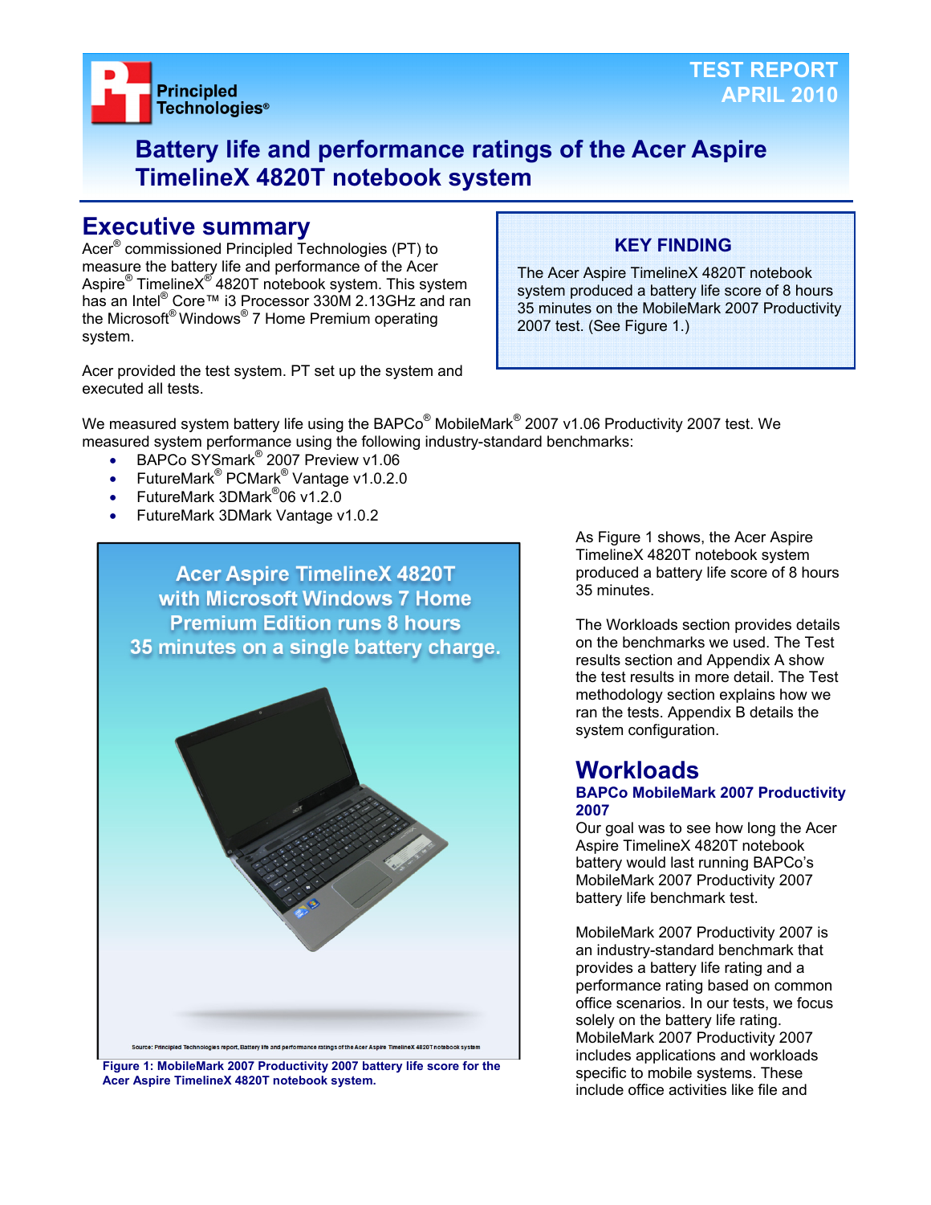Principled Technologies®

TEST REPORT
APRIL 2010

# Battery life and performance ratings of the Acer Aspire TimelineX 4820T notebook system

## Executive summary

Acer® commissioned Principled Technologies (PT) to measure the battery life and performance of the Acer Aspire® TimelineX® 4820T notebook system. This system has an Intel® Core™ i3 Processor 330M 2.13GHz and ran the Microsoft® Windows® 7 Home Premium operating system.

Acer provided the test system. PT set up the system and executed all tests.

**KEY FINDING**

The Acer Aspire TimelineX 4820T notebook system produced a battery life score of 8 hours 35 minutes on the MobileMark 2007 Productivity 2007 test. (See Figure 1.)

We measured system battery life using the BAPCo® MobileMark® 2007 v1.06 Productivity 2007 test. We measured system performance using the following industry-standard benchmarks:

- BAPCo SYSmark® 2007 Preview v1.06
- FutureMark® PCMark® Vantage v1.0.2.0
- FutureMark 3DMark®06 v1.2.0
- FutureMark 3DMark Vantage v1.0.2

Acer Aspire TimelineX 4820T with Microsoft Windows 7 Home Premium Edition runs 8 hours 35 minutes on a single battery charge.

Source: Principled Technologies report, Battery life and performance ratings of the Acer Aspire TimelineX 4820T notebook system

Figure 1: MobileMark 2007 Productivity 2007 battery life score for the Acer Aspire TimelineX 4820T notebook system.

As Figure 1 shows, the Acer Aspire TimelineX 4820T notebook system produced a battery life score of 8 hours 35 minutes.

The Workloads section provides details on the benchmarks we used. The Test results section and Appendix A show the test results in more detail. The Test methodology section explains how we ran the tests. Appendix B details the system configuration.

## Workloads

### BAPCo MobileMark 2007 Productivity 2007

Our goal was to see how long the Acer Aspire TimelineX 4820T notebook battery would last running BAPCo's MobileMark 2007 Productivity 2007 battery life benchmark test.

MobileMark 2007 Productivity 2007 is an industry-standard benchmark that provides a battery life rating and a performance rating based on common office scenarios. In our tests, we focus solely on the battery life rating. MobileMark 2007 Productivity 2007 includes applications and workloads specific to mobile systems. These include office activities like file and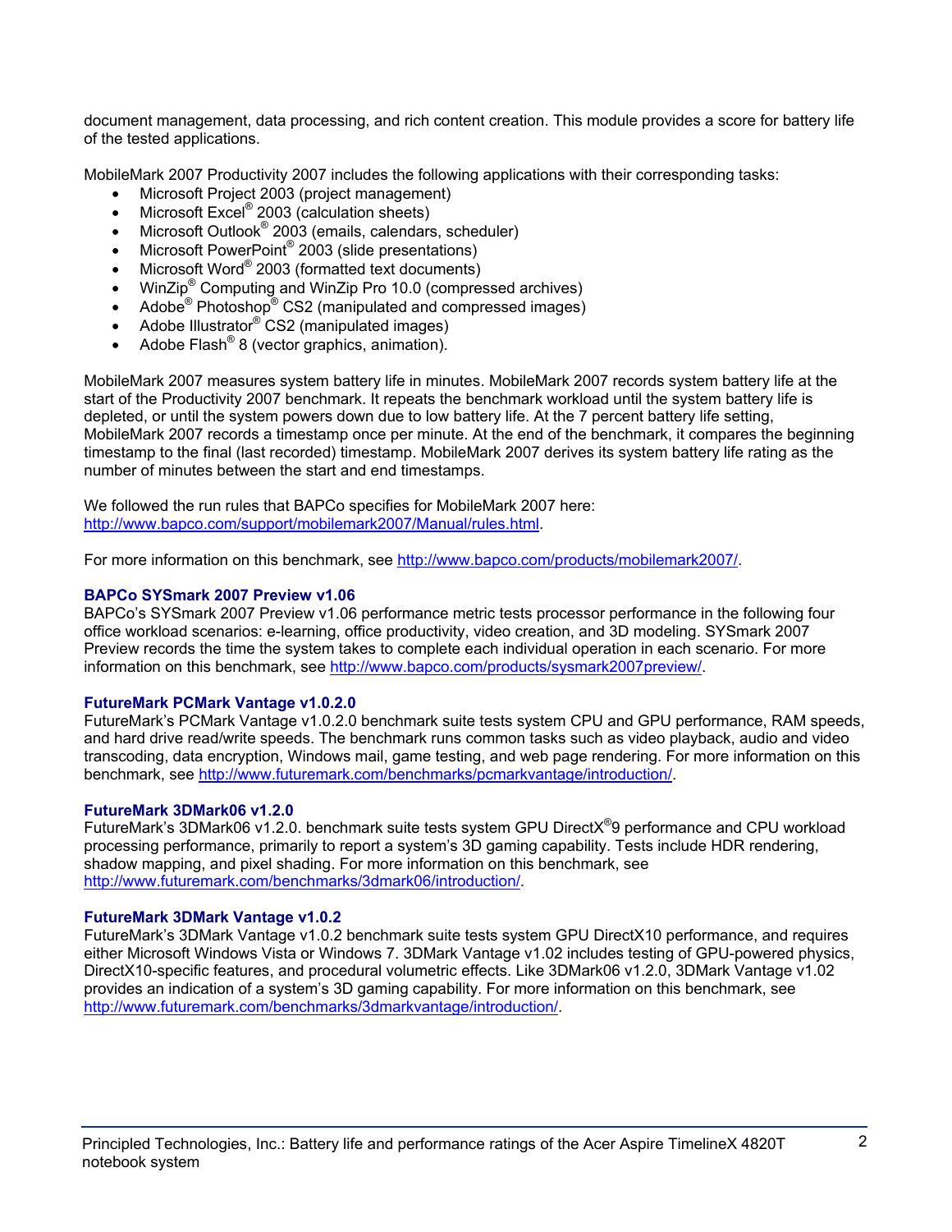document management, data processing, and rich content creation. This module provides a score for battery life of the tested applications.

MobileMark 2007 Productivity 2007 includes the following applications with their corresponding tasks:

- Microsoft Project 2003 (project management)
- Microsoft Excel® 2003 (calculation sheets)
- Microsoft Outlook® 2003 (emails, calendars, scheduler)
- Microsoft PowerPoint® 2003 (slide presentations)
- Microsoft Word® 2003 (formatted text documents)
- WinZip® Computing and WinZip Pro 10.0 (compressed archives)
- Adobe® Photoshop® CS2 (manipulated and compressed images)
- Adobe Illustrator® CS2 (manipulated images)
- Adobe Flash® 8 (vector graphics, animation).

MobileMark 2007 measures system battery life in minutes. MobileMark 2007 records system battery life at the start of the Productivity 2007 benchmark. It repeats the benchmark workload until the system battery life is depleted, or until the system powers down due to low battery life. At the 7 percent battery life setting, MobileMark 2007 records a timestamp once per minute. At the end of the benchmark, it compares the beginning timestamp to the final (last recorded) timestamp. MobileMark 2007 derives its system battery life rating as the number of minutes between the start and end timestamps.

We followed the run rules that BAPCo specifies for MobileMark 2007 here: http://www.bapco.com/support/mobilemark2007/Manual/rules.html.

For more information on this benchmark, see http://www.bapco.com/products/mobilemark2007/.

### BAPCo SYSmark 2007 Preview v1.06

BAPCo's SYSmark 2007 Preview v1.06 performance metric tests processor performance in the following four office workload scenarios: e-learning, office productivity, video creation, and 3D modeling. SYSmark 2007 Preview records the time the system takes to complete each individual operation in each scenario. For more information on this benchmark, see http://www.bapco.com/products/sysmark2007preview/.

### FutureMark PCMark Vantage v1.0.2.0

FutureMark's PCMark Vantage v1.0.2.0 benchmark suite tests system CPU and GPU performance, RAM speeds, and hard drive read/write speeds. The benchmark runs common tasks such as video playback, audio and video transcoding, data encryption, Windows mail, game testing, and web page rendering. For more information on this benchmark, see http://www.futuremark.com/benchmarks/pcmarkvantage/introduction/.

### FutureMark 3DMark06 v1.2.0

FutureMark's 3DMark06 v1.2.0. benchmark suite tests system GPU DirectX®9 performance and CPU workload processing performance, primarily to report a system's 3D gaming capability. Tests include HDR rendering, shadow mapping, and pixel shading. For more information on this benchmark, see http://www.futuremark.com/benchmarks/3dmark06/introduction/.

### FutureMark 3DMark Vantage v1.0.2

FutureMark's 3DMark Vantage v1.0.2 benchmark suite tests system GPU DirectX10 performance, and requires either Microsoft Windows Vista or Windows 7. 3DMark Vantage v1.02 includes testing of GPU-powered physics, DirectX10-specific features, and procedural volumetric effects. Like 3DMark06 v1.2.0, 3DMark Vantage v1.02 provides an indication of a system's 3D gaming capability. For more information on this benchmark, see http://www.futuremark.com/benchmarks/3dmarkvantage/introduction/.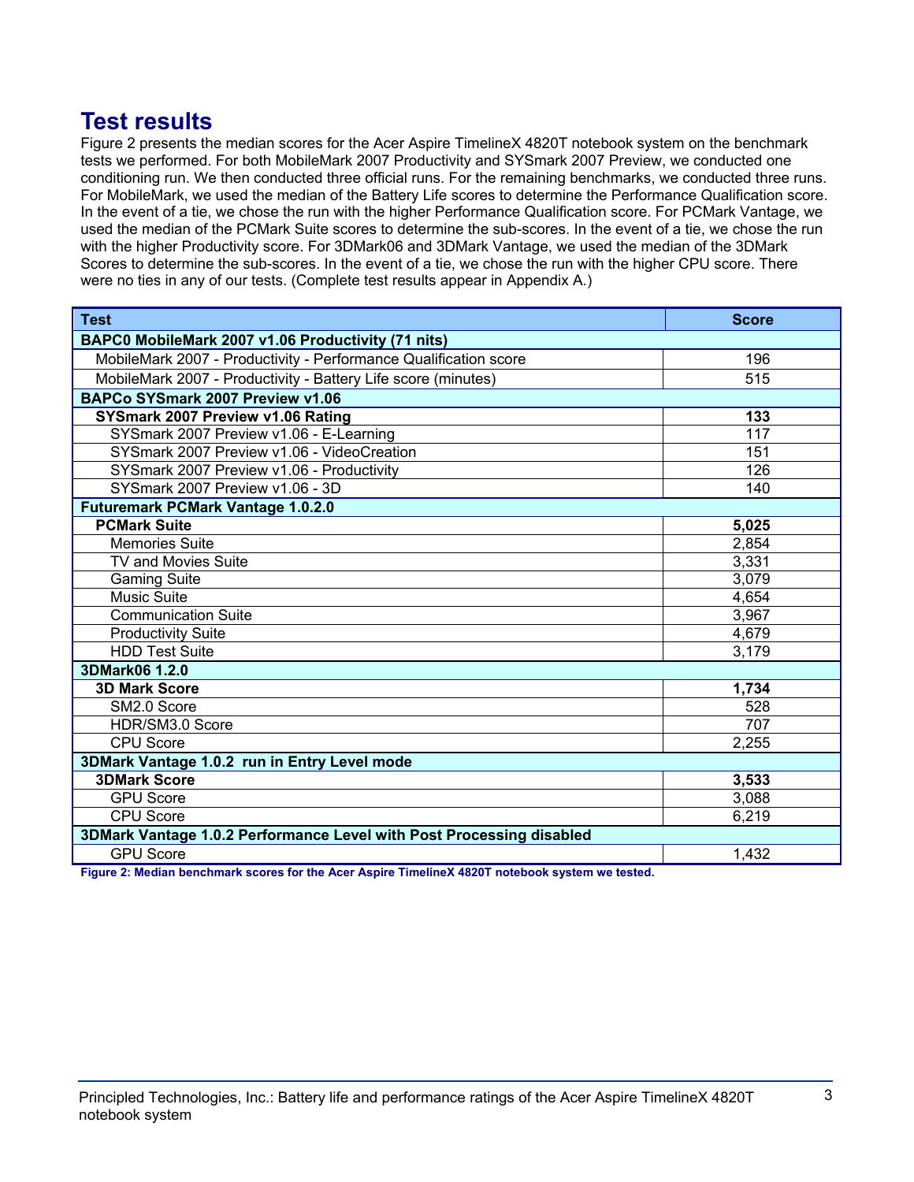## Test results

Figure 2 presents the median scores for the Acer Aspire TimelineX 4820T notebook system on the benchmark tests we performed. For both MobileMark 2007 Productivity and SYSmark 2007 Preview, we conducted one conditioning run. We then conducted three official runs. For the remaining benchmarks, we conducted three runs. For MobileMark, we used the median of the Battery Life scores to determine the Performance Qualification score. In the event of a tie, we chose the run with the higher Performance Qualification score. For PCMark Vantage, we used the median of the PCMark Suite scores to determine the sub-scores. In the event of a tie, we chose the run with the higher Productivity score. For 3DMark06 and 3DMark Vantage, we used the median of the 3DMark Scores to determine the sub-scores. In the event of a tie, we chose the run with the higher CPU score. There were no ties in any of our tests. (Complete test results appear in Appendix A.)

| Test | Score |
|---|---|
| **BAPC0 MobileMark 2007 v1.06 Productivity (71 nits)** | |
| MobileMark 2007 - Productivity - Performance Qualification score | 196 |
| MobileMark 2007 - Productivity - Battery Life score (minutes) | 515 |
| **BAPCo SYSmark 2007 Preview v1.06** | |
| **SYSmark 2007 Preview v1.06 Rating** | **133** |
| SYSmark 2007 Preview v1.06 - E-Learning | 117 |
| SYSmark 2007 Preview v1.06 - VideoCreation | 151 |
| SYSmark 2007 Preview v1.06 - Productivity | 126 |
| SYSmark 2007 Preview v1.06 - 3D | 140 |
| **Futuremark PCMark Vantage 1.0.2.0** | |
| **PCMark Suite** | **5,025** |
| Memories Suite | 2,854 |
| TV and Movies Suite | 3,331 |
| Gaming Suite | 3,079 |
| Music Suite | 4,654 |
| Communication Suite | 3,967 |
| Productivity Suite | 4,679 |
| HDD Test Suite | 3,179 |
| **3DMark06 1.2.0** | |
| **3D Mark Score** | **1,734** |
| SM2.0 Score | 528 |
| HDR/SM3.0 Score | 707 |
| CPU Score | 2,255 |
| **3DMark Vantage 1.0.2 run in Entry Level mode** | |
| **3DMark Score** | **3,533** |
| GPU Score | 3,088 |
| CPU Score | 6,219 |
| **3DMark Vantage 1.0.2 Performance Level with Post Processing disabled** | |
| GPU Score | 1,432 |

**Figure 2: Median benchmark scores for the Acer Aspire TimelineX 4820T notebook system we tested.**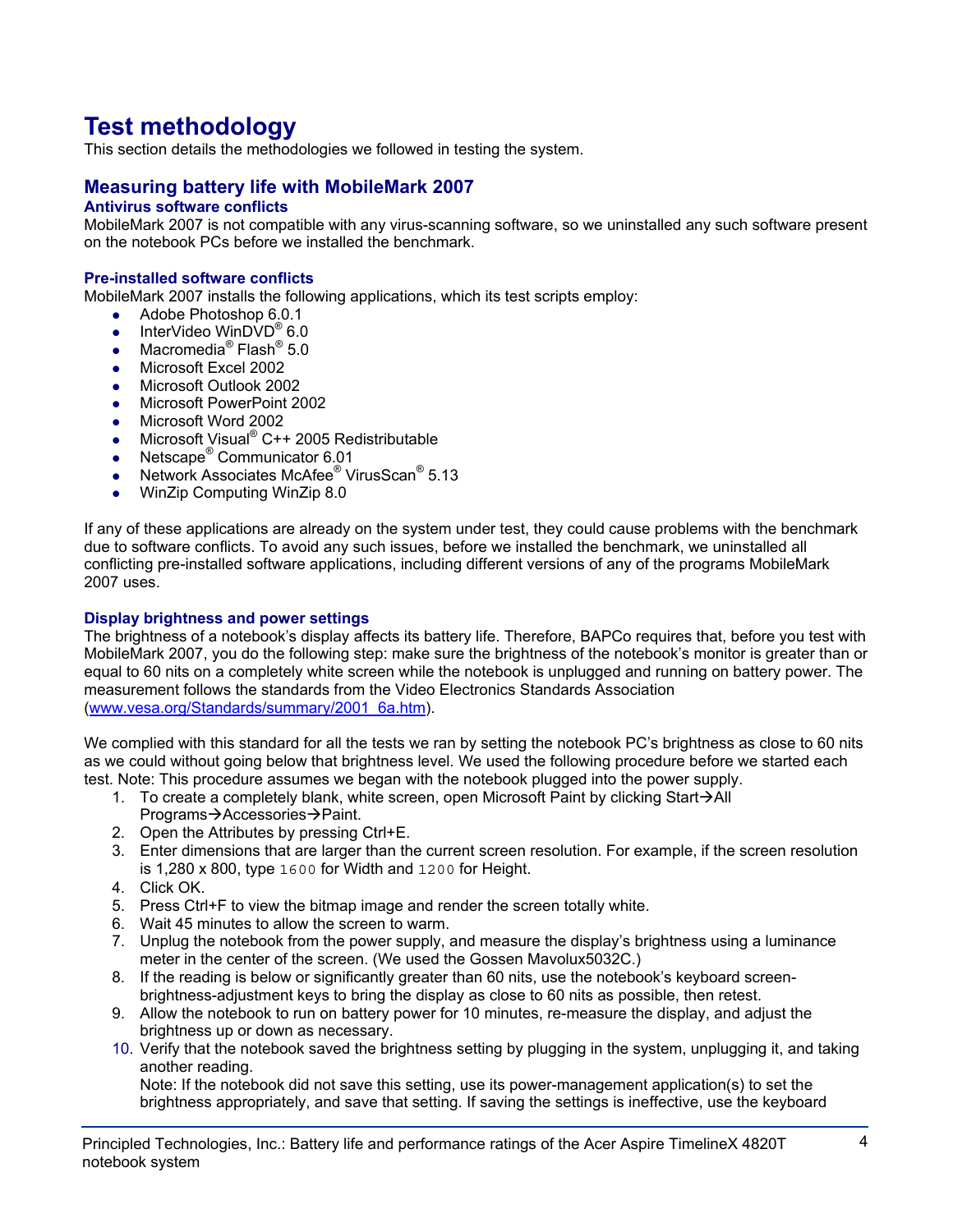# Test methodology

This section details the methodologies we followed in testing the system.

## Measuring battery life with MobileMark 2007

### Antivirus software conflicts

MobileMark 2007 is not compatible with any virus-scanning software, so we uninstalled any such software present on the notebook PCs before we installed the benchmark.

### Pre-installed software conflicts

MobileMark 2007 installs the following applications, which its test scripts employ:

- Adobe Photoshop 6.0.1
- InterVideo WinDVD® 6.0
- Macromedia® Flash® 5.0
- Microsoft Excel 2002
- Microsoft Outlook 2002
- Microsoft PowerPoint 2002
- Microsoft Word 2002
- Microsoft Visual® C++ 2005 Redistributable
- Netscape® Communicator 6.01
- Network Associates McAfee® VirusScan® 5.13
- WinZip Computing WinZip 8.0

If any of these applications are already on the system under test, they could cause problems with the benchmark due to software conflicts. To avoid any such issues, before we installed the benchmark, we uninstalled all conflicting pre-installed software applications, including different versions of any of the programs MobileMark 2007 uses.

### Display brightness and power settings

The brightness of a notebook's display affects its battery life. Therefore, BAPCo requires that, before you test with MobileMark 2007, you do the following step: make sure the brightness of the notebook's monitor is greater than or equal to 60 nits on a completely white screen while the notebook is unplugged and running on battery power. The measurement follows the standards from the Video Electronics Standards Association ([www.vesa.org/Standards/summary/2001_6a.htm](www.vesa.org/Standards/summary/2001_6a.htm)).

We complied with this standard for all the tests we ran by setting the notebook PC's brightness as close to 60 nits as we could without going below that brightness level. We used the following procedure before we started each test. Note: This procedure assumes we began with the notebook plugged into the power supply.

1. To create a completely blank, white screen, open Microsoft Paint by clicking Start→All Programs→Accessories→Paint.
2. Open the Attributes by pressing Ctrl+E.
3. Enter dimensions that are larger than the current screen resolution. For example, if the screen resolution is 1,280 x 800, type `1600` for Width and `1200` for Height.
4. Click OK.
5. Press Ctrl+F to view the bitmap image and render the screen totally white.
6. Wait 45 minutes to allow the screen to warm.
7. Unplug the notebook from the power supply, and measure the display's brightness using a luminance meter in the center of the screen. (We used the Gossen Mavolux5032C.)
8. If the reading is below or significantly greater than 60 nits, use the notebook's keyboard screen-brightness-adjustment keys to bring the display as close to 60 nits as possible, then retest.
9. Allow the notebook to run on battery power for 10 minutes, re-measure the display, and adjust the brightness up or down as necessary.
10. Verify that the notebook saved the brightness setting by plugging in the system, unplugging it, and taking another reading.
    Note: If the notebook did not save this setting, use its power-management application(s) to set the brightness appropriately, and save that setting. If saving the settings is ineffective, use the keyboard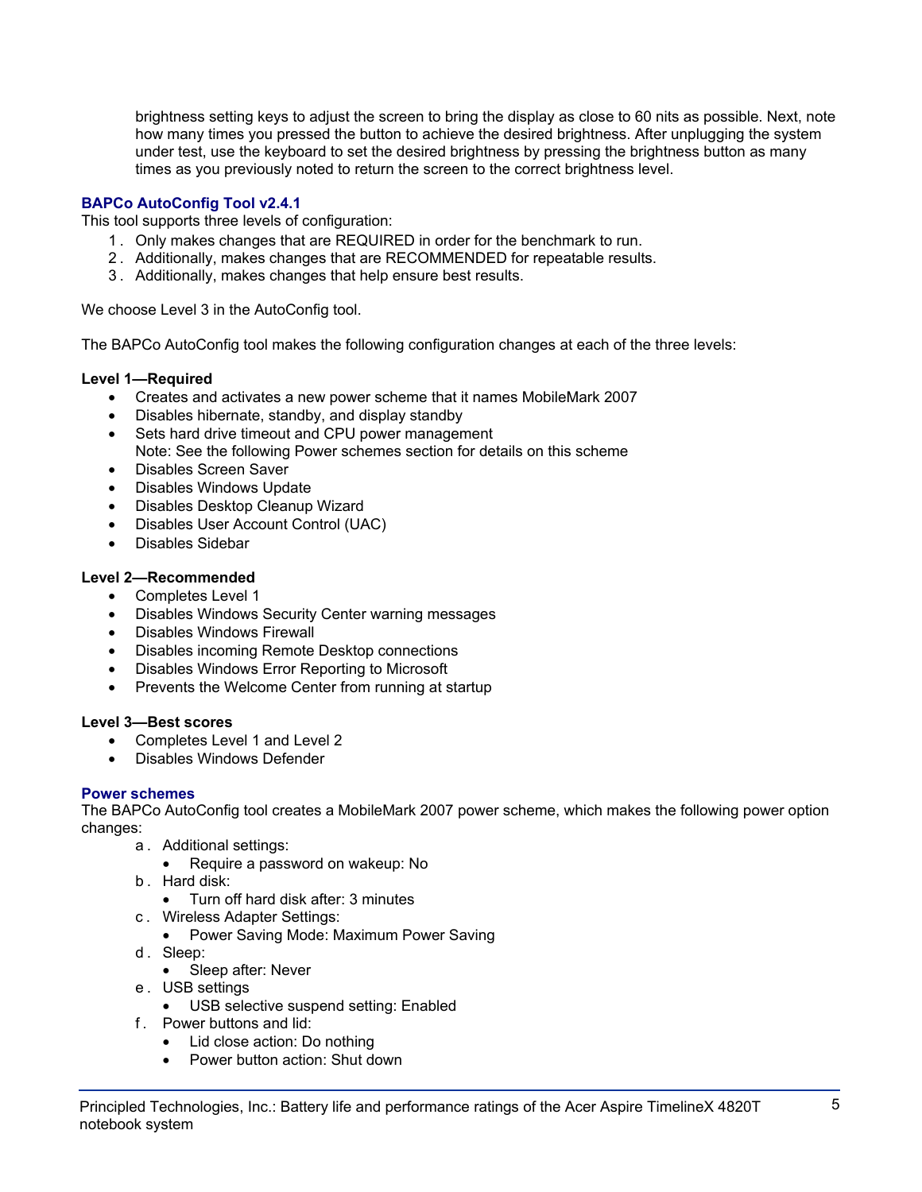brightness setting keys to adjust the screen to bring the display as close to 60 nits as possible. Next, note how many times you pressed the button to achieve the desired brightness. After unplugging the system under test, use the keyboard to set the desired brightness by pressing the brightness button as many times as you previously noted to return the screen to the correct brightness level.

### BAPCo AutoConfig Tool v2.4.1

This tool supports three levels of configuration:

1. Only makes changes that are REQUIRED in order for the benchmark to run.
2. Additionally, makes changes that are RECOMMENDED for repeatable results.
3. Additionally, makes changes that help ensure best results.

We choose Level 3 in the AutoConfig tool.

The BAPCo AutoConfig tool makes the following configuration changes at each of the three levels:

**Level 1—Required**

- Creates and activates a new power scheme that it names MobileMark 2007
- Disables hibernate, standby, and display standby
- Sets hard drive timeout and CPU power management
  Note: See the following Power schemes section for details on this scheme
- Disables Screen Saver
- Disables Windows Update
- Disables Desktop Cleanup Wizard
- Disables User Account Control (UAC)
- Disables Sidebar

**Level 2—Recommended**

- Completes Level 1
- Disables Windows Security Center warning messages
- Disables Windows Firewall
- Disables incoming Remote Desktop connections
- Disables Windows Error Reporting to Microsoft
- Prevents the Welcome Center from running at startup

**Level 3—Best scores**

- Completes Level 1 and Level 2
- Disables Windows Defender

### Power schemes

The BAPCo AutoConfig tool creates a MobileMark 2007 power scheme, which makes the following power option changes:

a. Additional settings:
   - Require a password on wakeup: No
b. Hard disk:
   - Turn off hard disk after: 3 minutes
c. Wireless Adapter Settings:
   - Power Saving Mode: Maximum Power Saving
d. Sleep:
   - Sleep after: Never
e. USB settings
   - USB selective suspend setting: Enabled
f. Power buttons and lid:
   - Lid close action: Do nothing
   - Power button action: Shut down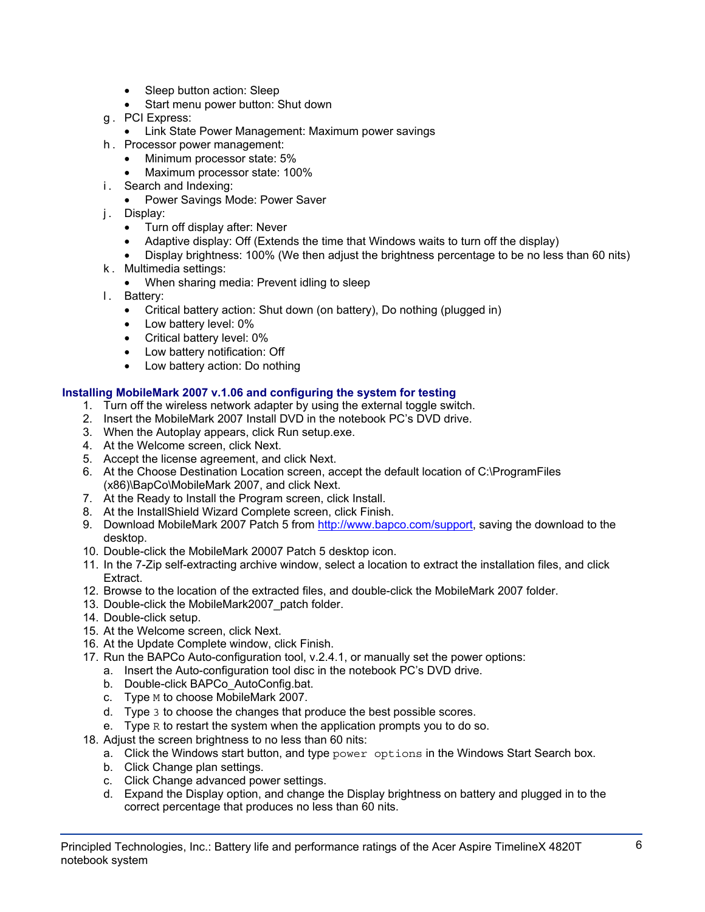- Sleep button action: Sleep
- Start menu power button: Shut down

g. PCI Express:
   - Link State Power Management: Maximum power savings

h. Processor power management:
   - Minimum processor state: 5%
   - Maximum processor state: 100%

i. Search and Indexing:
   - Power Savings Mode: Power Saver

j. Display:
   - Turn off display after: Never
   - Adaptive display: Off (Extends the time that Windows waits to turn off the display)
   - Display brightness: 100% (We then adjust the brightness percentage to be no less than 60 nits)

k. Multimedia settings:
   - When sharing media: Prevent idling to sleep

l. Battery:
   - Critical battery action: Shut down (on battery), Do nothing (plugged in)
   - Low battery level: 0%
   - Critical battery level: 0%
   - Low battery notification: Off
   - Low battery action: Do nothing

### Installing MobileMark 2007 v.1.06 and configuring the system for testing

1. Turn off the wireless network adapter by using the external toggle switch.
2. Insert the MobileMark 2007 Install DVD in the notebook PC's DVD drive.
3. When the Autoplay appears, click Run setup.exe.
4. At the Welcome screen, click Next.
5. Accept the license agreement, and click Next.
6. At the Choose Destination Location screen, accept the default location of C:\ProgramFiles (x86)\BapCo\MobileMark 2007, and click Next.
7. At the Ready to Install the Program screen, click Install.
8. At the InstallShield Wizard Complete screen, click Finish.
9. Download MobileMark 2007 Patch 5 from http://www.bapco.com/support, saving the download to the desktop.
10. Double-click the MobileMark 20007 Patch 5 desktop icon.
11. In the 7-Zip self-extracting archive window, select a location to extract the installation files, and click Extract.
12. Browse to the location of the extracted files, and double-click the MobileMark 2007 folder.
13. Double-click the MobileMark2007_patch folder.
14. Double-click setup.
15. At the Welcome screen, click Next.
16. At the Update Complete window, click Finish.
17. Run the BAPCo Auto-configuration tool, v.2.4.1, or manually set the power options:
    a. Insert the Auto-configuration tool disc in the notebook PC's DVD drive.
    b. Double-click BAPCo_AutoConfig.bat.
    c. Type `M` to choose MobileMark 2007.
    d. Type `3` to choose the changes that produce the best possible scores.
    e. Type `R` to restart the system when the application prompts you to do so.
18. Adjust the screen brightness to no less than 60 nits:
    a. Click the Windows start button, and type `power options` in the Windows Start Search box.
    b. Click Change plan settings.
    c. Click Change advanced power settings.
    d. Expand the Display option, and change the Display brightness on battery and plugged in to the correct percentage that produces no less than 60 nits.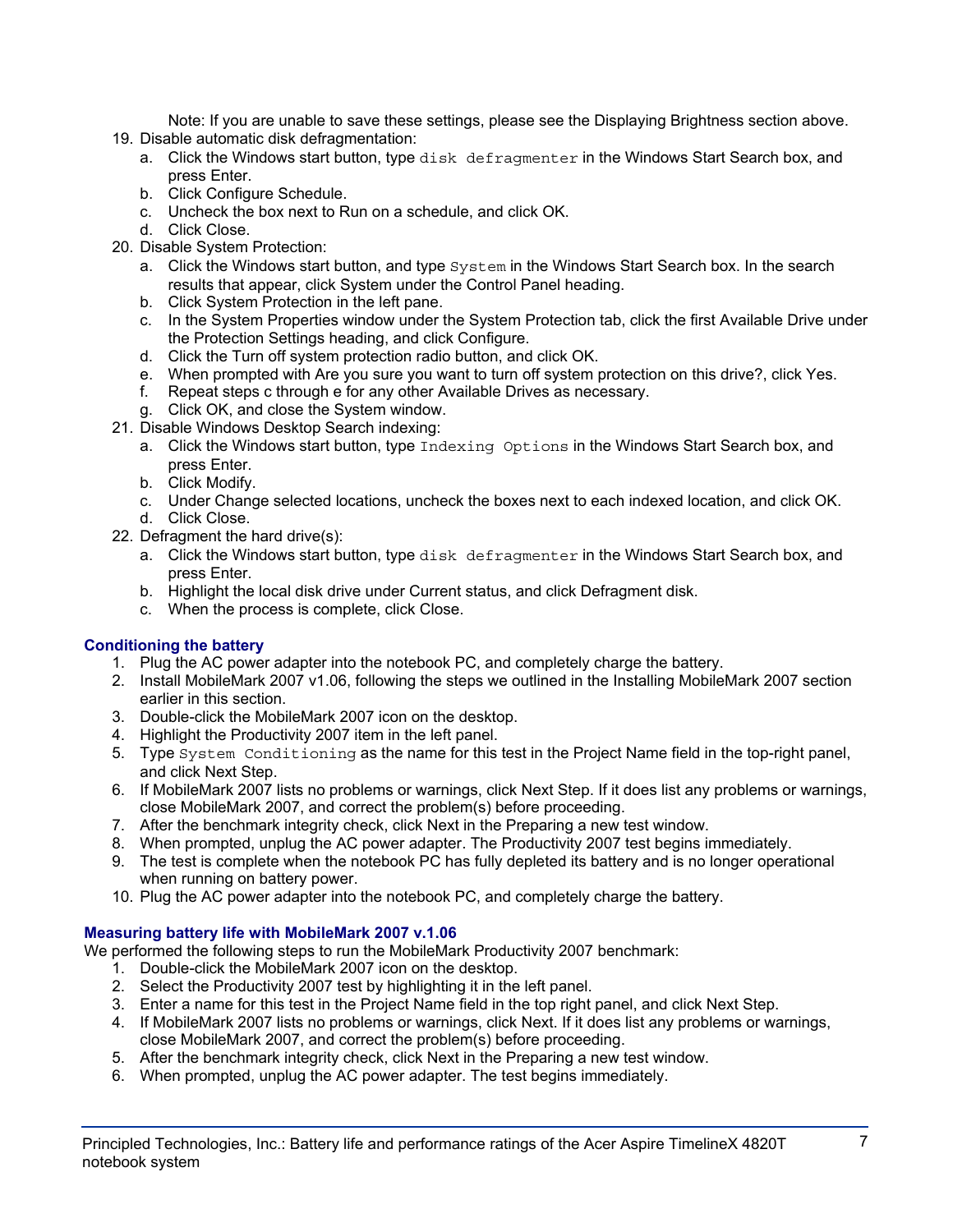Note: If you are unable to save these settings, please see the Displaying Brightness section above.

19. Disable automatic disk defragmentation:
    a. Click the Windows start button, type `disk defragmenter` in the Windows Start Search box, and press Enter.
    b. Click Configure Schedule.
    c. Uncheck the box next to Run on a schedule, and click OK.
    d. Click Close.
20. Disable System Protection:
    a. Click the Windows start button, and type `System` in the Windows Start Search box. In the search results that appear, click System under the Control Panel heading.
    b. Click System Protection in the left pane.
    c. In the System Properties window under the System Protection tab, click the first Available Drive under the Protection Settings heading, and click Configure.
    d. Click the Turn off system protection radio button, and click OK.
    e. When prompted with Are you sure you want to turn off system protection on this drive?, click Yes.
    f. Repeat steps c through e for any other Available Drives as necessary.
    g. Click OK, and close the System window.
21. Disable Windows Desktop Search indexing:
    a. Click the Windows start button, type `Indexing Options` in the Windows Start Search box, and press Enter.
    b. Click Modify.
    c. Under Change selected locations, uncheck the boxes next to each indexed location, and click OK.
    d. Click Close.
22. Defragment the hard drive(s):
    a. Click the Windows start button, type `disk defragmenter` in the Windows Start Search box, and press Enter.
    b. Highlight the local disk drive under Current status, and click Defragment disk.
    c. When the process is complete, click Close.

### Conditioning the battery

1. Plug the AC power adapter into the notebook PC, and completely charge the battery.
2. Install MobileMark 2007 v1.06, following the steps we outlined in the Installing MobileMark 2007 section earlier in this section.
3. Double-click the MobileMark 2007 icon on the desktop.
4. Highlight the Productivity 2007 item in the left panel.
5. Type `System Conditioning` as the name for this test in the Project Name field in the top-right panel, and click Next Step.
6. If MobileMark 2007 lists no problems or warnings, click Next Step. If it does list any problems or warnings, close MobileMark 2007, and correct the problem(s) before proceeding.
7. After the benchmark integrity check, click Next in the Preparing a new test window.
8. When prompted, unplug the AC power adapter. The Productivity 2007 test begins immediately.
9. The test is complete when the notebook PC has fully depleted its battery and is no longer operational when running on battery power.
10. Plug the AC power adapter into the notebook PC, and completely charge the battery.

### Measuring battery life with MobileMark 2007 v.1.06

We performed the following steps to run the MobileMark Productivity 2007 benchmark:

1. Double-click the MobileMark 2007 icon on the desktop.
2. Select the Productivity 2007 test by highlighting it in the left panel.
3. Enter a name for this test in the Project Name field in the top right panel, and click Next Step.
4. If MobileMark 2007 lists no problems or warnings, click Next. If it does list any problems or warnings, close MobileMark 2007, and correct the problem(s) before proceeding.
5. After the benchmark integrity check, click Next in the Preparing a new test window.
6. When prompted, unplug the AC power adapter. The test begins immediately.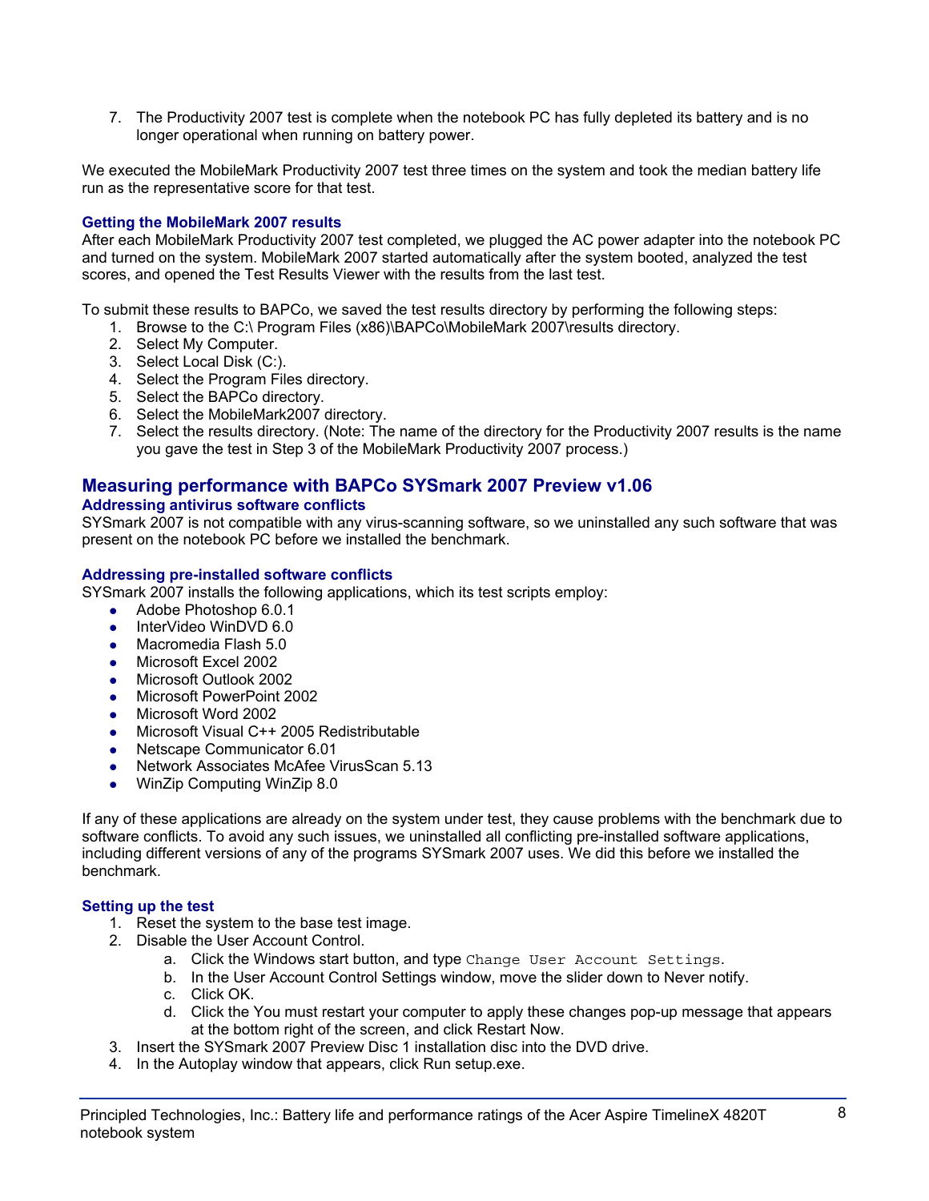7. The Productivity 2007 test is complete when the notebook PC has fully depleted its battery and is no longer operational when running on battery power.

We executed the MobileMark Productivity 2007 test three times on the system and took the median battery life run as the representative score for that test.

### Getting the MobileMark 2007 results

After each MobileMark Productivity 2007 test completed, we plugged the AC power adapter into the notebook PC and turned on the system. MobileMark 2007 started automatically after the system booted, analyzed the test scores, and opened the Test Results Viewer with the results from the last test.

To submit these results to BAPCo, we saved the test results directory by performing the following steps:

1. Browse to the C:\ Program Files (x86)\BAPCo\MobileMark 2007\results directory.
2. Select My Computer.
3. Select Local Disk (C:).
4. Select the Program Files directory.
5. Select the BAPCo directory.
6. Select the MobileMark2007 directory.
7. Select the results directory. (Note: The name of the directory for the Productivity 2007 results is the name you gave the test in Step 3 of the MobileMark Productivity 2007 process.)

## Measuring performance with BAPCo SYSmark 2007 Preview v1.06

### Addressing antivirus software conflicts

SYSmark 2007 is not compatible with any virus-scanning software, so we uninstalled any such software that was present on the notebook PC before we installed the benchmark.

### Addressing pre-installed software conflicts

SYSmark 2007 installs the following applications, which its test scripts employ:

- Adobe Photoshop 6.0.1
- InterVideo WinDVD 6.0
- Macromedia Flash 5.0
- Microsoft Excel 2002
- Microsoft Outlook 2002
- Microsoft PowerPoint 2002
- Microsoft Word 2002
- Microsoft Visual C++ 2005 Redistributable
- Netscape Communicator 6.01
- Network Associates McAfee VirusScan 5.13
- WinZip Computing WinZip 8.0

If any of these applications are already on the system under test, they cause problems with the benchmark due to software conflicts. To avoid any such issues, we uninstalled all conflicting pre-installed software applications, including different versions of any of the programs SYSmark 2007 uses. We did this before we installed the benchmark.

### Setting up the test

1. Reset the system to the base test image.
2. Disable the User Account Control.
   a. Click the Windows start button, and type `Change User Account Settings`.
   b. In the User Account Control Settings window, move the slider down to Never notify.
   c. Click OK.
   d. Click the You must restart your computer to apply these changes pop-up message that appears at the bottom right of the screen, and click Restart Now.
3. Insert the SYSmark 2007 Preview Disc 1 installation disc into the DVD drive.
4. In the Autoplay window that appears, click Run setup.exe.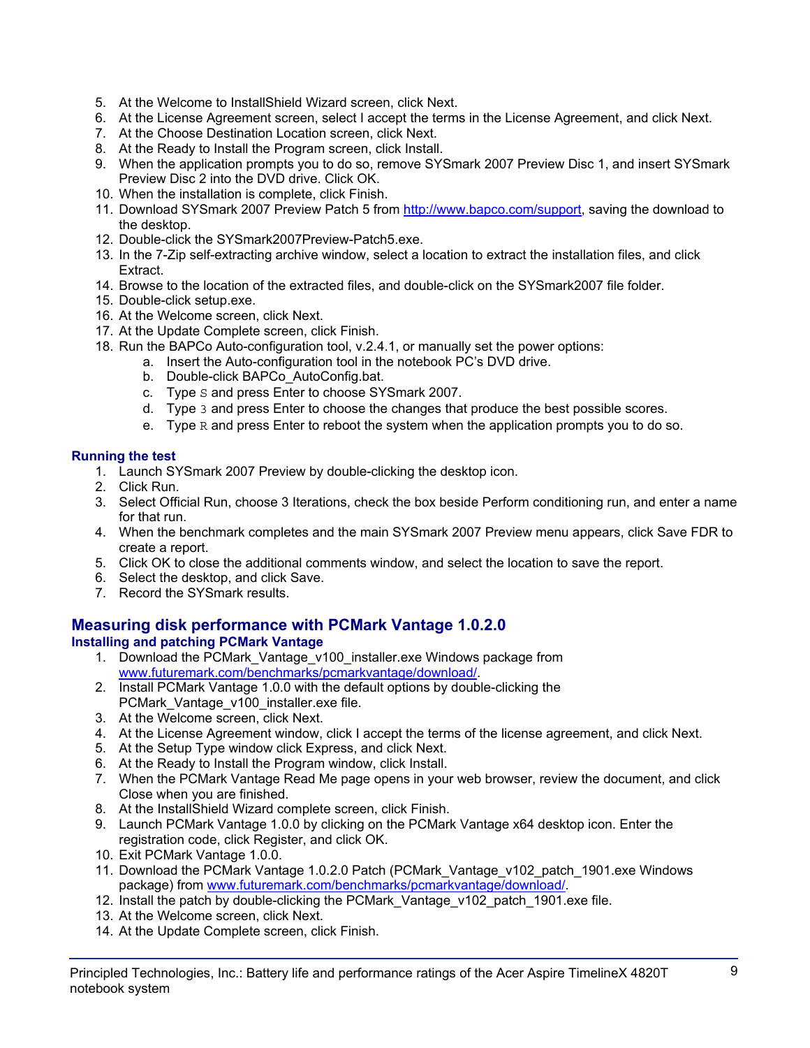5. At the Welcome to InstallShield Wizard screen, click Next.
6. At the License Agreement screen, select I accept the terms in the License Agreement, and click Next.
7. At the Choose Destination Location screen, click Next.
8. At the Ready to Install the Program screen, click Install.
9. When the application prompts you to do so, remove SYSmark 2007 Preview Disc 1, and insert SYSmark Preview Disc 2 into the DVD drive. Click OK.
10. When the installation is complete, click Finish.
11. Download SYSmark 2007 Preview Patch 5 from http://www.bapco.com/support, saving the download to the desktop.
12. Double-click the SYSmark2007Preview-Patch5.exe.
13. In the 7-Zip self-extracting archive window, select a location to extract the installation files, and click Extract.
14. Browse to the location of the extracted files, and double-click on the SYSmark2007 file folder.
15. Double-click setup.exe.
16. At the Welcome screen, click Next.
17. At the Update Complete screen, click Finish.
18. Run the BAPCo Auto-configuration tool, v.2.4.1, or manually set the power options:
    a. Insert the Auto-configuration tool in the notebook PC's DVD drive.
    b. Double-click BAPCo_AutoConfig.bat.
    c. Type `S` and press Enter to choose SYSmark 2007.
    d. Type `3` and press Enter to choose the changes that produce the best possible scores.
    e. Type `R` and press Enter to reboot the system when the application prompts you to do so.

### Running the test

1. Launch SYSmark 2007 Preview by double-clicking the desktop icon.
2. Click Run.
3. Select Official Run, choose 3 Iterations, check the box beside Perform conditioning run, and enter a name for that run.
4. When the benchmark completes and the main SYSmark 2007 Preview menu appears, click Save FDR to create a report.
5. Click OK to close the additional comments window, and select the location to save the report.
6. Select the desktop, and click Save.
7. Record the SYSmark results.

## Measuring disk performance with PCMark Vantage 1.0.2.0

### Installing and patching PCMark Vantage

1. Download the PCMark_Vantage_v100_installer.exe Windows package from www.futuremark.com/benchmarks/pcmarkvantage/download/.
2. Install PCMark Vantage 1.0.0 with the default options by double-clicking the PCMark_Vantage_v100_installer.exe file.
3. At the Welcome screen, click Next.
4. At the License Agreement window, click I accept the terms of the license agreement, and click Next.
5. At the Setup Type window click Express, and click Next.
6. At the Ready to Install the Program window, click Install.
7. When the PCMark Vantage Read Me page opens in your web browser, review the document, and click Close when you are finished.
8. At the InstallShield Wizard complete screen, click Finish.
9. Launch PCMark Vantage 1.0.0 by clicking on the PCMark Vantage x64 desktop icon. Enter the registration code, click Register, and click OK.
10. Exit PCMark Vantage 1.0.0.
11. Download the PCMark Vantage 1.0.2.0 Patch (PCMark_Vantage_v102_patch_1901.exe Windows package) from www.futuremark.com/benchmarks/pcmarkvantage/download/.
12. Install the patch by double-clicking the PCMark_Vantage_v102_patch_1901.exe file.
13. At the Welcome screen, click Next.
14. At the Update Complete screen, click Finish.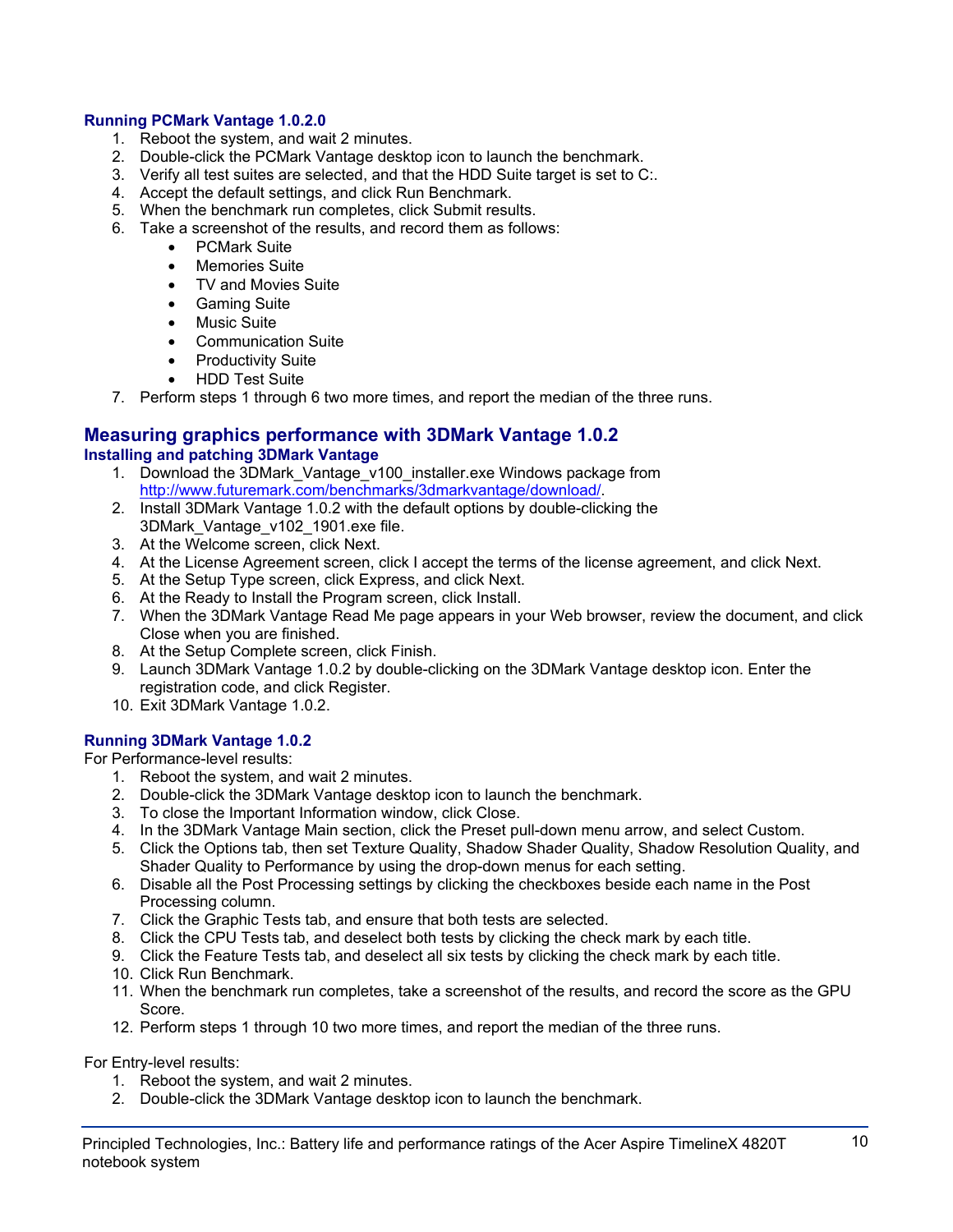### Running PCMark Vantage 1.0.2.0

1. Reboot the system, and wait 2 minutes.
2. Double-click the PCMark Vantage desktop icon to launch the benchmark.
3. Verify all test suites are selected, and that the HDD Suite target is set to C:.
4. Accept the default settings, and click Run Benchmark.
5. When the benchmark run completes, click Submit results.
6. Take a screenshot of the results, and record them as follows:
   - PCMark Suite
   - Memories Suite
   - TV and Movies Suite
   - Gaming Suite
   - Music Suite
   - Communication Suite
   - Productivity Suite
   - HDD Test Suite
7. Perform steps 1 through 6 two more times, and report the median of the three runs.

## Measuring graphics performance with 3DMark Vantage 1.0.2

### Installing and patching 3DMark Vantage

1. Download the 3DMark_Vantage_v100_installer.exe Windows package from http://www.futuremark.com/benchmarks/3dmarkvantage/download/.
2. Install 3DMark Vantage 1.0.2 with the default options by double-clicking the 3DMark_Vantage_v102_1901.exe file.
3. At the Welcome screen, click Next.
4. At the License Agreement screen, click I accept the terms of the license agreement, and click Next.
5. At the Setup Type screen, click Express, and click Next.
6. At the Ready to Install the Program screen, click Install.
7. When the 3DMark Vantage Read Me page appears in your Web browser, review the document, and click Close when you are finished.
8. At the Setup Complete screen, click Finish.
9. Launch 3DMark Vantage 1.0.2 by double-clicking on the 3DMark Vantage desktop icon. Enter the registration code, and click Register.
10. Exit 3DMark Vantage 1.0.2.

### Running 3DMark Vantage 1.0.2

For Performance-level results:

1. Reboot the system, and wait 2 minutes.
2. Double-click the 3DMark Vantage desktop icon to launch the benchmark.
3. To close the Important Information window, click Close.
4. In the 3DMark Vantage Main section, click the Preset pull-down menu arrow, and select Custom.
5. Click the Options tab, then set Texture Quality, Shadow Shader Quality, Shadow Resolution Quality, and Shader Quality to Performance by using the drop-down menus for each setting.
6. Disable all the Post Processing settings by clicking the checkboxes beside each name in the Post Processing column.
7. Click the Graphic Tests tab, and ensure that both tests are selected.
8. Click the CPU Tests tab, and deselect both tests by clicking the check mark by each title.
9. Click the Feature Tests tab, and deselect all six tests by clicking the check mark by each title.
10. Click Run Benchmark.
11. When the benchmark run completes, take a screenshot of the results, and record the score as the GPU Score.
12. Perform steps 1 through 10 two more times, and report the median of the three runs.

For Entry-level results:

1. Reboot the system, and wait 2 minutes.
2. Double-click the 3DMark Vantage desktop icon to launch the benchmark.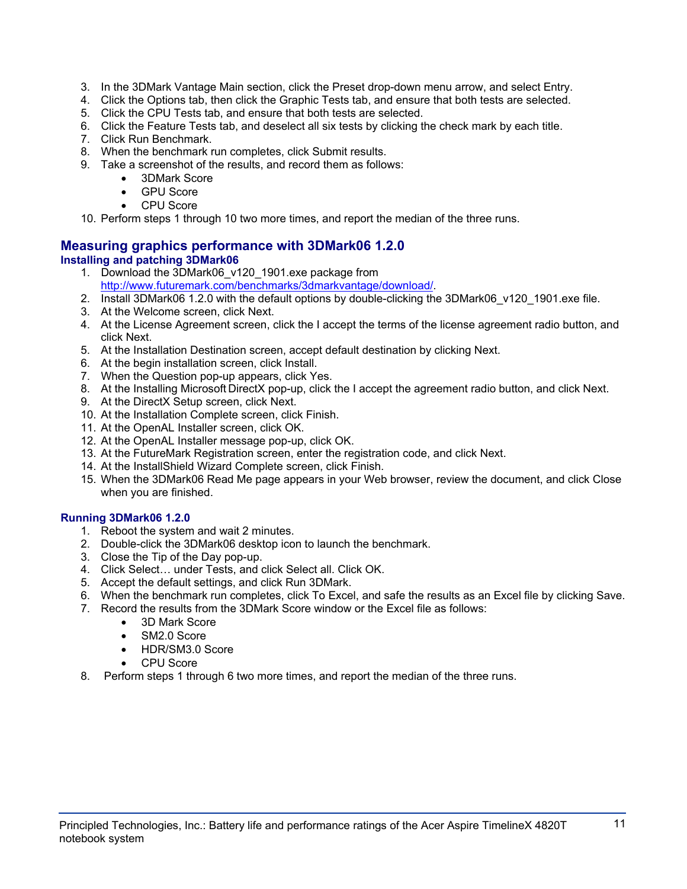3. In the 3DMark Vantage Main section, click the Preset drop-down menu arrow, and select Entry.
4. Click the Options tab, then click the Graphic Tests tab, and ensure that both tests are selected.
5. Click the CPU Tests tab, and ensure that both tests are selected.
6. Click the Feature Tests tab, and deselect all six tests by clicking the check mark by each title.
7. Click Run Benchmark.
8. When the benchmark run completes, click Submit results.
9. Take a screenshot of the results, and record them as follows:
   - 3DMark Score
   - GPU Score
   - CPU Score
10. Perform steps 1 through 10 two more times, and report the median of the three runs.

## Measuring graphics performance with 3DMark06 1.2.0

### Installing and patching 3DMark06

1. Download the 3DMark06_v120_1901.exe package from http://www.futuremark.com/benchmarks/3dmarkvantage/download/.
2. Install 3DMark06 1.2.0 with the default options by double-clicking the 3DMark06_v120_1901.exe file.
3. At the Welcome screen, click Next.
4. At the License Agreement screen, click the I accept the terms of the license agreement radio button, and click Next.
5. At the Installation Destination screen, accept default destination by clicking Next.
6. At the begin installation screen, click Install.
7. When the Question pop-up appears, click Yes.
8. At the Installing Microsoft DirectX pop-up, click the I accept the agreement radio button, and click Next.
9. At the DirectX Setup screen, click Next.
10. At the Installation Complete screen, click Finish.
11. At the OpenAL Installer screen, click OK.
12. At the OpenAL Installer message pop-up, click OK.
13. At the FutureMark Registration screen, enter the registration code, and click Next.
14. At the InstallShield Wizard Complete screen, click Finish.
15. When the 3DMark06 Read Me page appears in your Web browser, review the document, and click Close when you are finished.

### Running 3DMark06 1.2.0

1. Reboot the system and wait 2 minutes.
2. Double-click the 3DMark06 desktop icon to launch the benchmark.
3. Close the Tip of the Day pop-up.
4. Click Select… under Tests, and click Select all. Click OK.
5. Accept the default settings, and click Run 3DMark.
6. When the benchmark run completes, click To Excel, and safe the results as an Excel file by clicking Save.
7. Record the results from the 3DMark Score window or the Excel file as follows:
   - 3D Mark Score
   - SM2.0 Score
   - HDR/SM3.0 Score
   - CPU Score
8. Perform steps 1 through 6 two more times, and report the median of the three runs.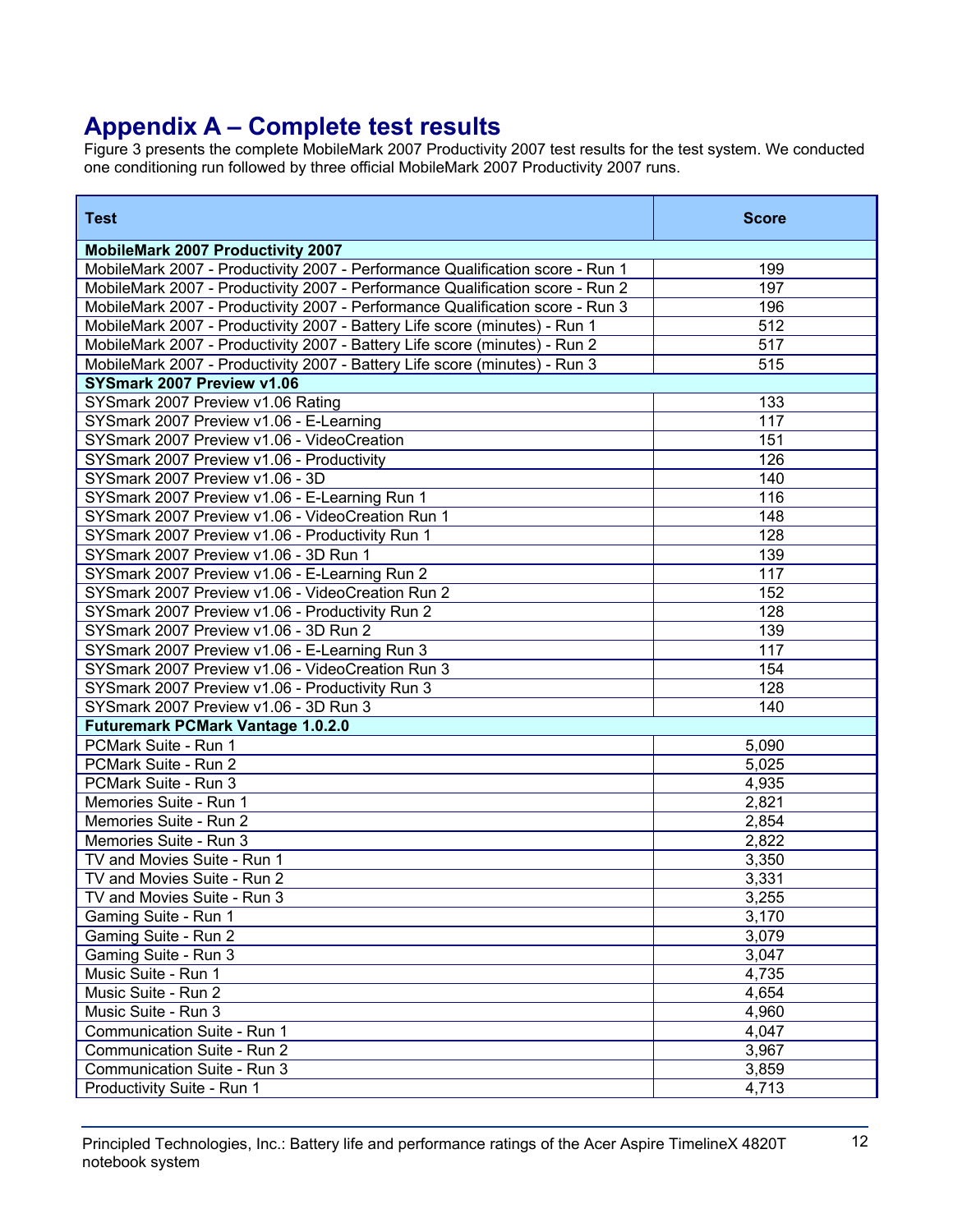# Appendix A – Complete test results

Figure 3 presents the complete MobileMark 2007 Productivity 2007 test results for the test system. We conducted one conditioning run followed by three official MobileMark 2007 Productivity 2007 runs.

| Test | Score |
|---|---|
| **MobileMark 2007 Productivity 2007** | |
| MobileMark 2007 - Productivity 2007 - Performance Qualification score - Run 1 | 199 |
| MobileMark 2007 - Productivity 2007 - Performance Qualification score - Run 2 | 197 |
| MobileMark 2007 - Productivity 2007 - Performance Qualification score - Run 3 | 196 |
| MobileMark 2007 - Productivity 2007 - Battery Life score (minutes) - Run 1 | 512 |
| MobileMark 2007 - Productivity 2007 - Battery Life score (minutes) - Run 2 | 517 |
| MobileMark 2007 - Productivity 2007 - Battery Life score (minutes) - Run 3 | 515 |
| **SYSmark 2007 Preview v1.06** | |
| SYSmark 2007 Preview v1.06 Rating | 133 |
| SYSmark 2007 Preview v1.06 - E-Learning | 117 |
| SYSmark 2007 Preview v1.06 - VideoCreation | 151 |
| SYSmark 2007 Preview v1.06 - Productivity | 126 |
| SYSmark 2007 Preview v1.06 - 3D | 140 |
| SYSmark 2007 Preview v1.06 - E-Learning Run 1 | 116 |
| SYSmark 2007 Preview v1.06 - VideoCreation Run 1 | 148 |
| SYSmark 2007 Preview v1.06 - Productivity Run 1 | 128 |
| SYSmark 2007 Preview v1.06 - 3D Run 1 | 139 |
| SYSmark 2007 Preview v1.06 - E-Learning Run 2 | 117 |
| SYSmark 2007 Preview v1.06 - VideoCreation Run 2 | 152 |
| SYSmark 2007 Preview v1.06 - Productivity Run 2 | 128 |
| SYSmark 2007 Preview v1.06 - 3D Run 2 | 139 |
| SYSmark 2007 Preview v1.06 - E-Learning Run 3 | 117 |
| SYSmark 2007 Preview v1.06 - VideoCreation Run 3 | 154 |
| SYSmark 2007 Preview v1.06 - Productivity Run 3 | 128 |
| SYSmark 2007 Preview v1.06 - 3D Run 3 | 140 |
| **Futuremark PCMark Vantage 1.0.2.0** | |
| PCMark Suite - Run 1 | 5,090 |
| PCMark Suite - Run 2 | 5,025 |
| PCMark Suite - Run 3 | 4,935 |
| Memories Suite - Run 1 | 2,821 |
| Memories Suite - Run 2 | 2,854 |
| Memories Suite - Run 3 | 2,822 |
| TV and Movies Suite - Run 1 | 3,350 |
| TV and Movies Suite - Run 2 | 3,331 |
| TV and Movies Suite - Run 3 | 3,255 |
| Gaming Suite - Run 1 | 3,170 |
| Gaming Suite - Run 2 | 3,079 |
| Gaming Suite - Run 3 | 3,047 |
| Music Suite - Run 1 | 4,735 |
| Music Suite - Run 2 | 4,654 |
| Music Suite - Run 3 | 4,960 |
| Communication Suite - Run 1 | 4,047 |
| Communication Suite - Run 2 | 3,967 |
| Communication Suite - Run 3 | 3,859 |
| Productivity Suite - Run 1 | 4,713 |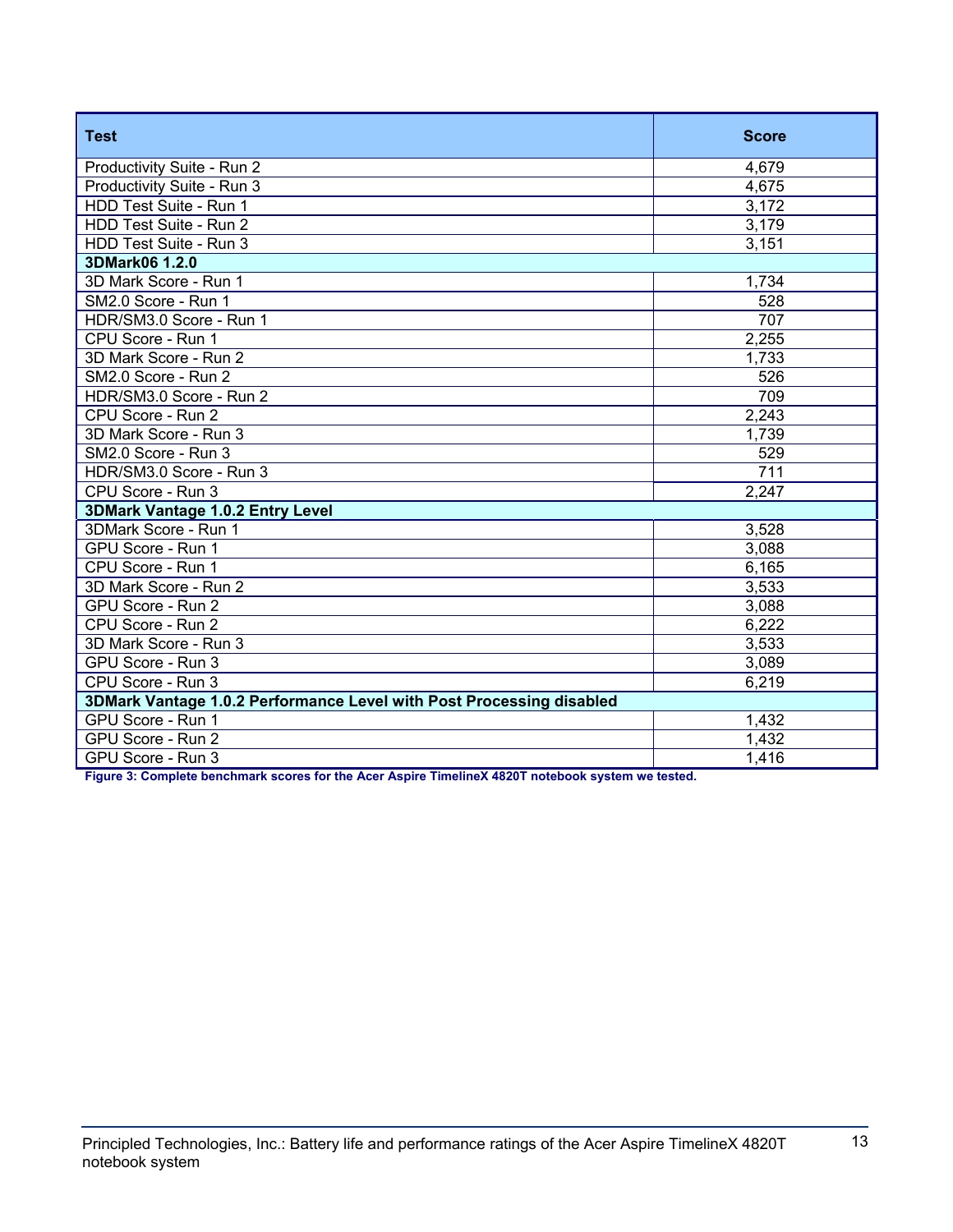| Test | Score |
|---|---|
| Productivity Suite - Run 2 | 4,679 |
| Productivity Suite - Run 3 | 4,675 |
| HDD Test Suite - Run 1 | 3,172 |
| HDD Test Suite - Run 2 | 3,179 |
| HDD Test Suite - Run 3 | 3,151 |
| **3DMark06 1.2.0** | |
| 3D Mark Score - Run 1 | 1,734 |
| SM2.0 Score - Run 1 | 528 |
| HDR/SM3.0 Score - Run 1 | 707 |
| CPU Score - Run 1 | 2,255 |
| 3D Mark Score - Run 2 | 1,733 |
| SM2.0 Score - Run 2 | 526 |
| HDR/SM3.0 Score - Run 2 | 709 |
| CPU Score - Run 2 | 2,243 |
| 3D Mark Score - Run 3 | 1,739 |
| SM2.0 Score - Run 3 | 529 |
| HDR/SM3.0 Score - Run 3 | 711 |
| CPU Score - Run 3 | 2,247 |
| **3DMark Vantage 1.0.2 Entry Level** | |
| 3DMark Score - Run 1 | 3,528 |
| GPU Score - Run 1 | 3,088 |
| CPU Score - Run 1 | 6,165 |
| 3D Mark Score - Run 2 | 3,533 |
| GPU Score - Run 2 | 3,088 |
| CPU Score - Run 2 | 6,222 |
| 3D Mark Score - Run 3 | 3,533 |
| GPU Score - Run 3 | 3,089 |
| CPU Score - Run 3 | 6,219 |
| **3DMark Vantage 1.0.2 Performance Level with Post Processing disabled** | |
| GPU Score - Run 1 | 1,432 |
| GPU Score - Run 2 | 1,432 |
| GPU Score - Run 3 | 1,416 |

**Figure 3: Complete benchmark scores for the Acer Aspire TimelineX 4820T notebook system we tested.**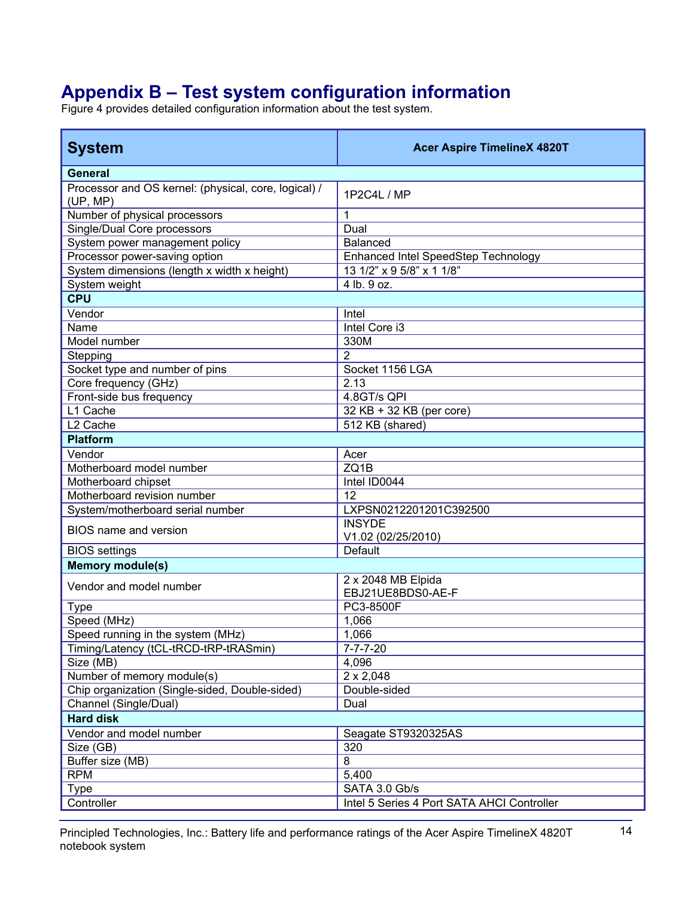# Appendix B – Test system configuration information

Figure 4 provides detailed configuration information about the test system.

| System | Acer Aspire TimelineX 4820T |
|---|---|
| **General** | |
| Processor and OS kernel: (physical, core, logical) / (UP, MP) | 1P2C4L / MP |
| Number of physical processors | 1 |
| Single/Dual Core processors | Dual |
| System power management policy | Balanced |
| Processor power-saving option | Enhanced Intel SpeedStep Technology |
| System dimensions (length x width x height) | 13 1/2" x 9 5/8" x 1 1/8" |
| System weight | 4 lb. 9 oz. |
| **CPU** | |
| Vendor | Intel |
| Name | Intel Core i3 |
| Model number | 330M |
| Stepping | 2 |
| Socket type and number of pins | Socket 1156 LGA |
| Core frequency (GHz) | 2.13 |
| Front-side bus frequency | 4.8GT/s QPI |
| L1 Cache | 32 KB + 32 KB (per core) |
| L2 Cache | 512 KB (shared) |
| **Platform** | |
| Vendor | Acer |
| Motherboard model number | ZQ1B |
| Motherboard chipset | Intel ID0044 |
| Motherboard revision number | 12 |
| System/motherboard serial number | LXPSN0212201201C392500 |
| BIOS name and version | INSYDE V1.02 (02/25/2010) |
| BIOS settings | Default |
| **Memory module(s)** | |
| Vendor and model number | 2 x 2048 MB Elpida EBJ21UE8BDS0-AE-F |
| Type | PC3-8500F |
| Speed (MHz) | 1,066 |
| Speed running in the system (MHz) | 1,066 |
| Timing/Latency (tCL-tRCD-tRP-tRASmin) | 7-7-7-20 |
| Size (MB) | 4,096 |
| Number of memory module(s) | 2 x 2,048 |
| Chip organization (Single-sided, Double-sided) | Double-sided |
| Channel (Single/Dual) | Dual |
| **Hard disk** | |
| Vendor and model number | Seagate ST9320325AS |
| Size (GB) | 320 |
| Buffer size (MB) | 8 |
| RPM | 5,400 |
| Type | SATA 3.0 Gb/s |
| Controller | Intel 5 Series 4 Port SATA AHCI Controller |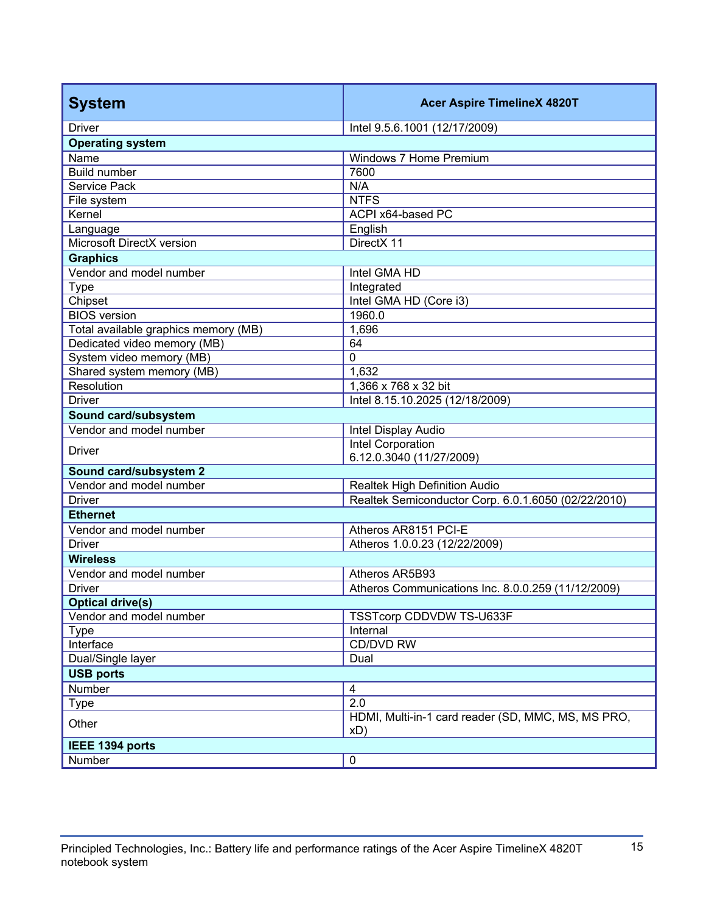| System | Acer Aspire TimelineX 4820T |
| --- | --- |
| Driver | Intel 9.5.6.1001 (12/17/2009) |
| **Operating system** | |
| Name | Windows 7 Home Premium |
| Build number | 7600 |
| Service Pack | N/A |
| File system | NTFS |
| Kernel | ACPI x64-based PC |
| Language | English |
| Microsoft DirectX version | DirectX 11 |
| **Graphics** | |
| Vendor and model number | Intel GMA HD |
| Type | Integrated |
| Chipset | Intel GMA HD (Core i3) |
| BIOS version | 1960.0 |
| Total available graphics memory (MB) | 1,696 |
| Dedicated video memory (MB) | 64 |
| System video memory (MB) | 0 |
| Shared system memory (MB) | 1,632 |
| Resolution | 1,366 x 768 x 32 bit |
| Driver | Intel 8.15.10.2025 (12/18/2009) |
| **Sound card/subsystem** | |
| Vendor and model number | Intel Display Audio |
| Driver | Intel Corporation 6.12.0.3040 (11/27/2009) |
| **Sound card/subsystem 2** | |
| Vendor and model number | Realtek High Definition Audio |
| Driver | Realtek Semiconductor Corp. 6.0.1.6050 (02/22/2010) |
| **Ethernet** | |
| Vendor and model number | Atheros AR8151 PCI-E |
| Driver | Atheros 1.0.0.23 (12/22/2009) |
| **Wireless** | |
| Vendor and model number | Atheros AR5B93 |
| Driver | Atheros Communications Inc. 8.0.0.259 (11/12/2009) |
| **Optical drive(s)** | |
| Vendor and model number | TSSTcorp CDDVDW TS-U633F |
| Type | Internal |
| Interface | CD/DVD RW |
| Dual/Single layer | Dual |
| **USB ports** | |
| Number | 4 |
| Type | 2.0 |
| Other | HDMI, Multi-in-1 card reader (SD, MMC, MS, MS PRO, xD) |
| **IEEE 1394 ports** | |
| Number | 0 |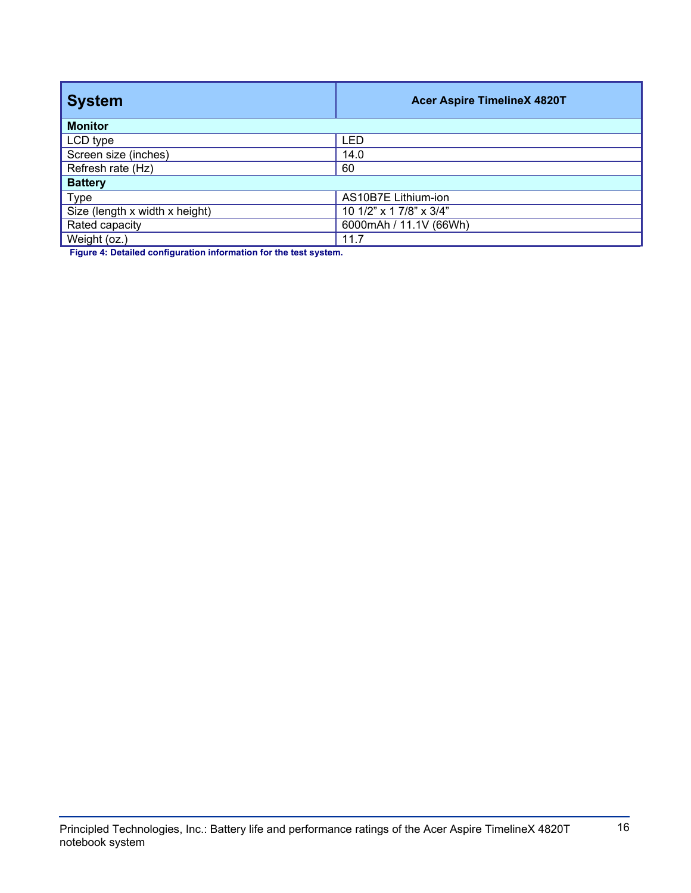| System | Acer Aspire TimelineX 4820T |
| --- | --- |
| **Monitor** | |
| LCD type | LED |
| Screen size (inches) | 14.0 |
| Refresh rate (Hz) | 60 |
| **Battery** | |
| Type | AS10B7E Lithium-ion |
| Size (length x width x height) | 10 1/2" x 1 7/8" x 3/4" |
| Rated capacity | 6000mAh / 11.1V (66Wh) |
| Weight (oz.) | 11.7 |

**Figure 4: Detailed configuration information for the test system.**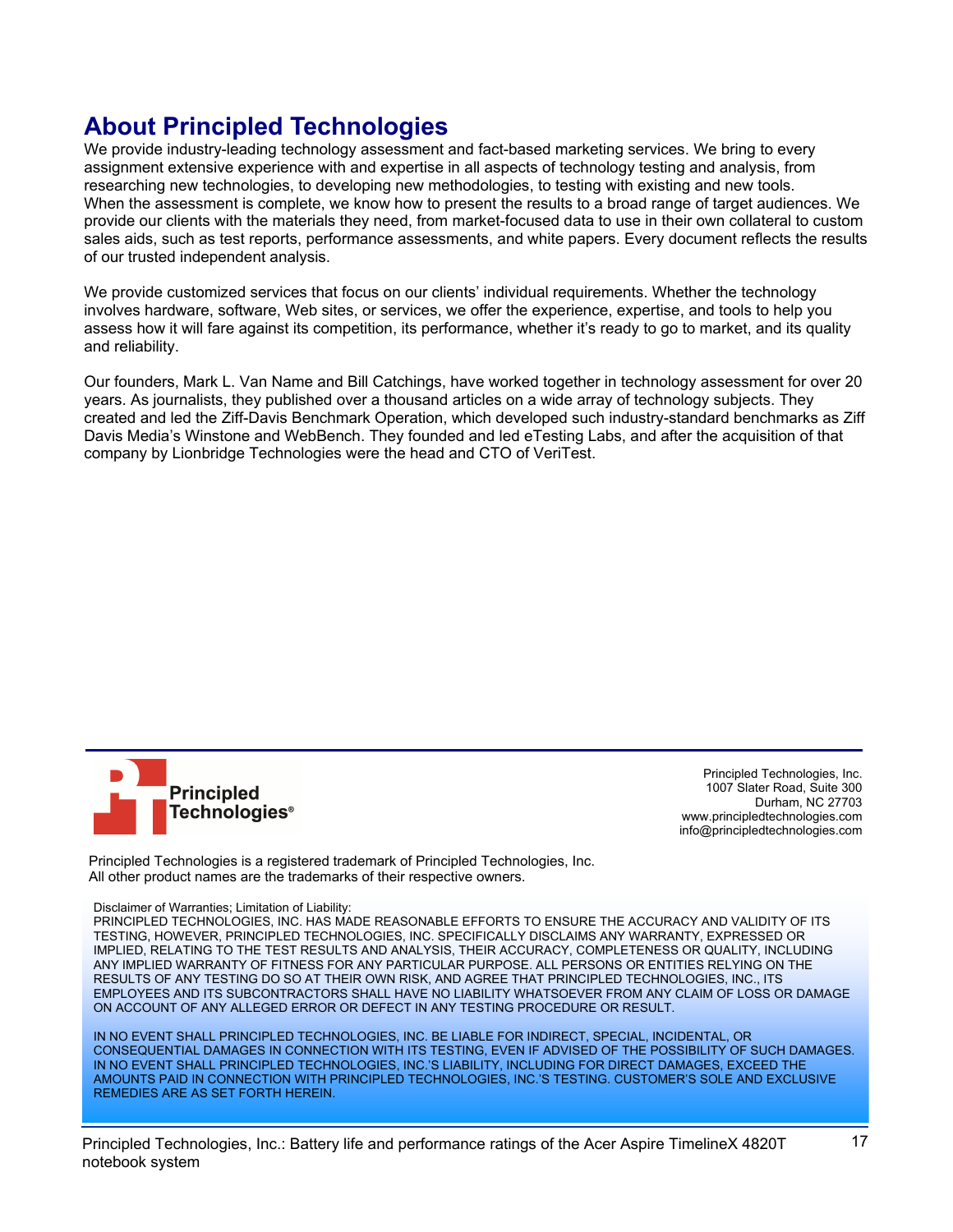# About Principled Technologies

We provide industry-leading technology assessment and fact-based marketing services. We bring to every assignment extensive experience with and expertise in all aspects of technology testing and analysis, from researching new technologies, to developing new methodologies, to testing with existing and new tools.
When the assessment is complete, we know how to present the results to a broad range of target audiences. We provide our clients with the materials they need, from market-focused data to use in their own collateral to custom sales aids, such as test reports, performance assessments, and white papers. Every document reflects the results of our trusted independent analysis.

We provide customized services that focus on our clients' individual requirements. Whether the technology involves hardware, software, Web sites, or services, we offer the experience, expertise, and tools to help you assess how it will fare against its competition, its performance, whether it's ready to go to market, and its quality and reliability.

Our founders, Mark L. Van Name and Bill Catchings, have worked together in technology assessment for over 20 years. As journalists, they published over a thousand articles on a wide array of technology subjects. They created and led the Ziff-Davis Benchmark Operation, which developed such industry-standard benchmarks as Ziff Davis Media's Winstone and WebBench. They founded and led eTesting Labs, and after the acquisition of that company by Lionbridge Technologies were the head and CTO of VeriTest.

Principled Technologies®

Principled Technologies, Inc.
1007 Slater Road, Suite 300
Durham, NC 27703
www.principledtechnologies.com
info@principledtechnologies.com

Principled Technologies is a registered trademark of Principled Technologies, Inc.
All other product names are the trademarks of their respective owners.

Disclaimer of Warranties; Limitation of Liability:
PRINCIPLED TECHNOLOGIES, INC. HAS MADE REASONABLE EFFORTS TO ENSURE THE ACCURACY AND VALIDITY OF ITS TESTING, HOWEVER, PRINCIPLED TECHNOLOGIES, INC. SPECIFICALLY DISCLAIMS ANY WARRANTY, EXPRESSED OR IMPLIED, RELATING TO THE TEST RESULTS AND ANALYSIS, THEIR ACCURACY, COMPLETENESS OR QUALITY, INCLUDING ANY IMPLIED WARRANTY OF FITNESS FOR ANY PARTICULAR PURPOSE. ALL PERSONS OR ENTITIES RELYING ON THE RESULTS OF ANY TESTING DO SO AT THEIR OWN RISK, AND AGREE THAT PRINCIPLED TECHNOLOGIES, INC., ITS EMPLOYEES AND ITS SUBCONTRACTORS SHALL HAVE NO LIABILITY WHATSOEVER FROM ANY CLAIM OF LOSS OR DAMAGE ON ACCOUNT OF ANY ALLEGED ERROR OR DEFECT IN ANY TESTING PROCEDURE OR RESULT.

IN NO EVENT SHALL PRINCIPLED TECHNOLOGIES, INC. BE LIABLE FOR INDIRECT, SPECIAL, INCIDENTAL, OR CONSEQUENTIAL DAMAGES IN CONNECTION WITH ITS TESTING, EVEN IF ADVISED OF THE POSSIBILITY OF SUCH DAMAGES. IN NO EVENT SHALL PRINCIPLED TECHNOLOGIES, INC.'S LIABILITY, INCLUDING FOR DIRECT DAMAGES, EXCEED THE AMOUNTS PAID IN CONNECTION WITH PRINCIPLED TECHNOLOGIES, INC.'S TESTING. CUSTOMER'S SOLE AND EXCLUSIVE REMEDIES ARE AS SET FORTH HEREIN.